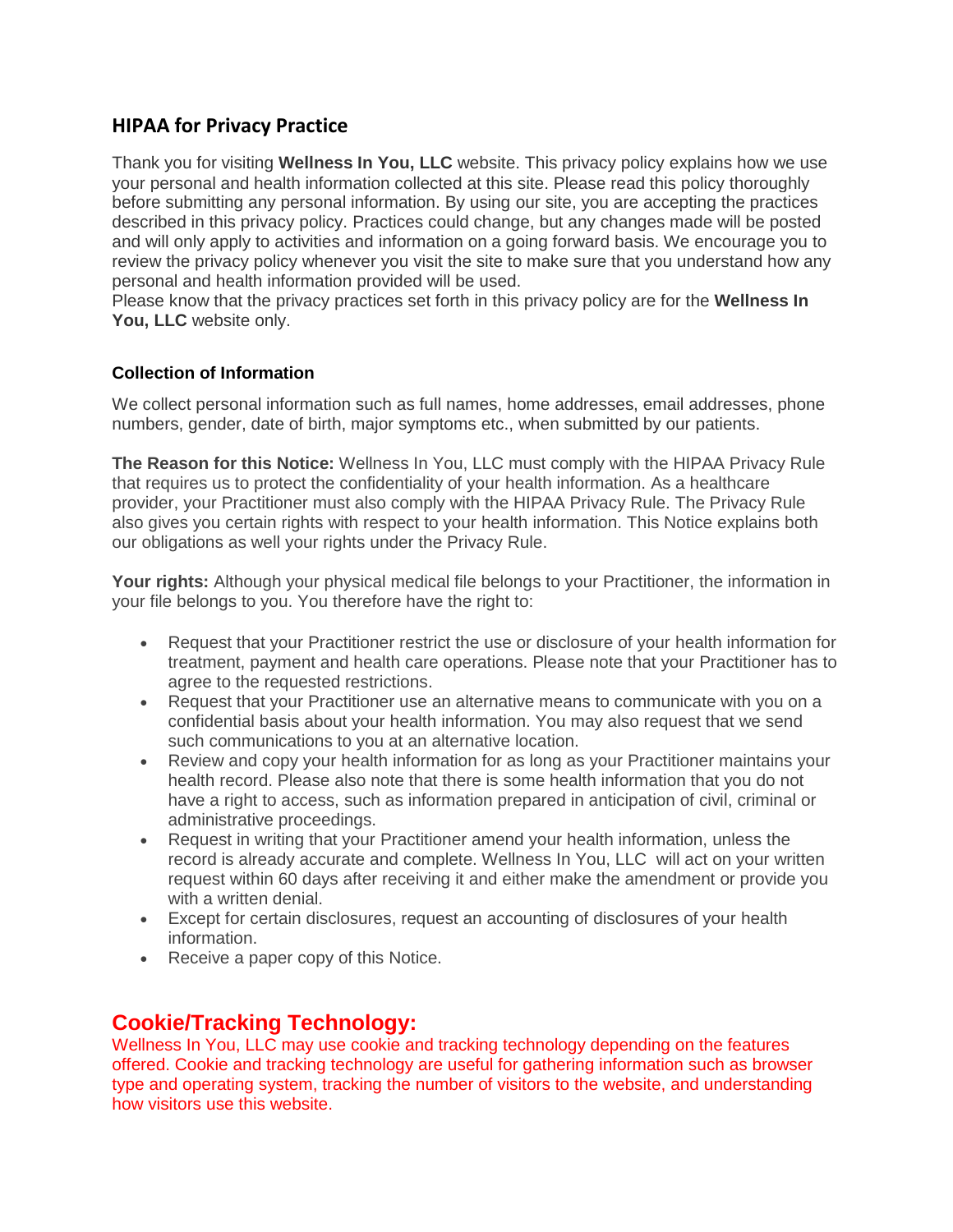## HIPAA for Privacy Practice

Thank you for visiting **Wellness In You, LLC** website. This privacy policy explains how we use your personal and health information collected at this site. Please read this policy thoroughly before submitting any personal information. By using our site, you are accepting the practices described in this privacy policy. Practices could change, but any changes made will be posted and will only apply to activities and information on a going forward basis. We encourage you to review the privacy policy whenever you visit the site to make sure that you understand how any personal and health information provided will be used.

Please know that the privacy practices set forth in this privacy policy are for the **Wellness In You, LLC** website only.

### Collection of Information

We collect personal information such as full names, home addresses, email addresses, phone numbers, gender, date of birth, major symptoms etc., when submitted by our patients.

**The Reason for this Notice:** Wellness In You, LLC must comply with the HIPAA Privacy Rule that requires us to protect the confidentiality of your health information. As a healthcare provider, your Practitioner must also comply with the HIPAA Privacy Rule. The Privacy Rule also gives you certain rights with respect to your health information. This Notice explains both our obligations as well your rights under the Privacy Rule.

**Your rights:** Although your physical medical file belongs to your Practitioner, the information in your file belongs to you. You therefore have the right to:

- Request that your Practitioner restrict the use or disclosure of your health information for treatment, payment and health care operations. Please note that your Practitioner has to agree to the requested restrictions.
- Request that your Practitioner use an alternative means to communicate with you on a confidential basis about your health information. You may also request that we send such communications to you at an alternative location.
- Review and copy your health information for as long as your Practitioner maintains your health record. Please also note that there is some health information that you do not have a right to access, such as information prepared in anticipation of civil, criminal or administrative proceedings.
- Request in writing that your Practitioner amend your health information, unless the record is already accurate and complete. Wellness In You, LLC will act on your written request within 60 days after receiving it and either make the amendment or provide you with a written denial.
- Except for certain disclosures, request an accounting of disclosures of your health information.
- Receive a paper copy of this Notice.

## Cookie/Tracking Technology:

Wellness In You, LLC may use cookie and tracking technology depending on the features offered. Cookie and tracking technology are useful for gathering information such as browser type and operating system, tracking the number of visitors to the website, and understanding how visitors use this website.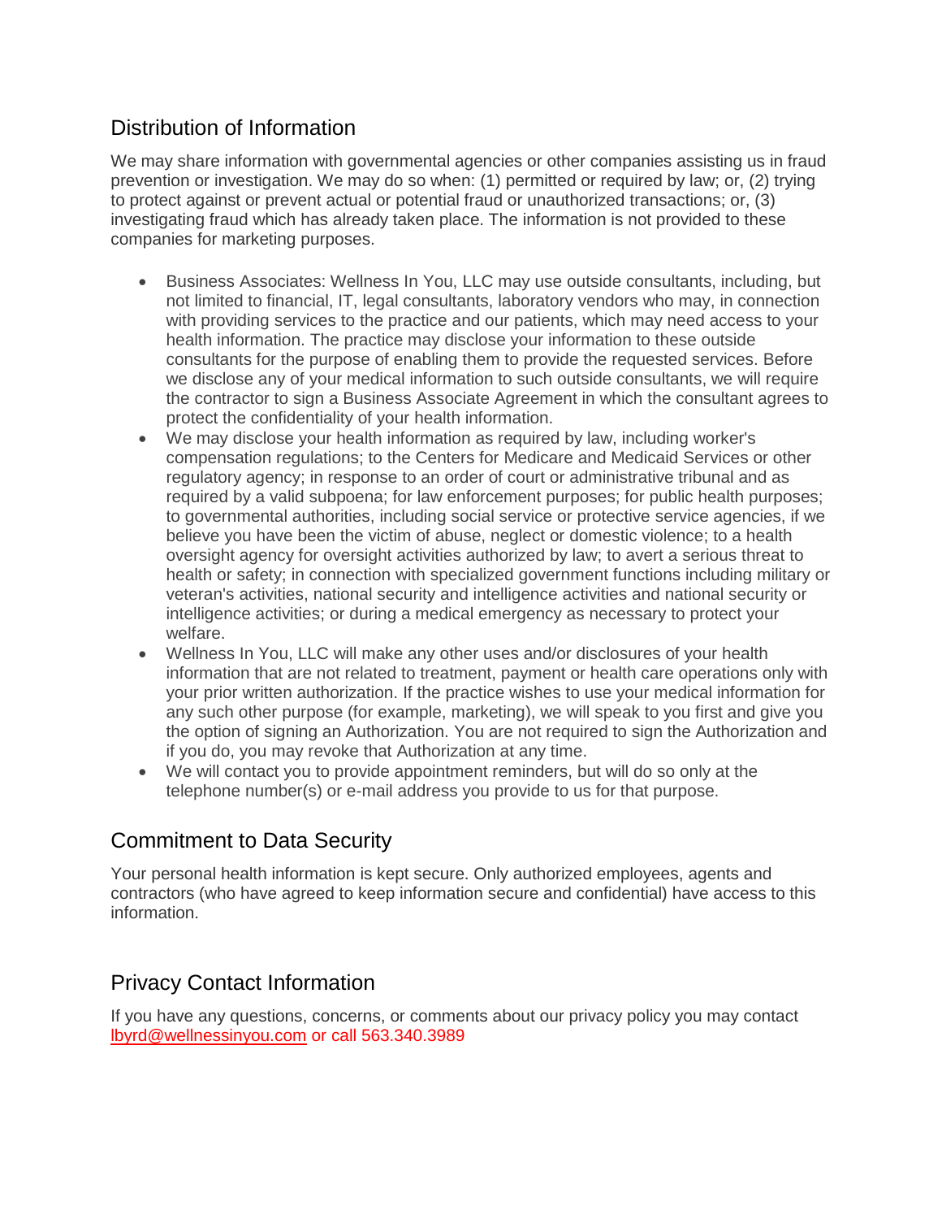## Distribution of Information

We may share information with governmental agencies or other companies assisting us in fraud prevention or investigation. We may do so when: (1) permitted or required by law; or, (2) trying to protect against or prevent actual or potential fraud or unauthorized transactions; or, (3) investigating fraud which has already taken place. The information is not provided to these companies for marketing purposes.

- Business Associates: Wellness In You, LLC may use outside consultants, including, but not limited to financial, IT, legal consultants, laboratory vendors who may, in connection with providing services to the practice and our patients, which may need access to your health information. The practice may disclose your information to these outside consultants for the purpose of enabling them to provide the requested services. Before we disclose any of your medical information to such outside consultants, we will require the contractor to sign a Business Associate Agreement in which the consultant agrees to protect the confidentiality of your health information.
- We may disclose your health information as required by law, including worker's compensation regulations; to the Centers for Medicare and Medicaid Services or other regulatory agency; in response to an order of court or administrative tribunal and as required by a valid subpoena; for law enforcement purposes; for public health purposes; to governmental authorities, including social service or protective service agencies, if we believe you have been the victim of abuse, neglect or domestic violence; to a health oversight agency for oversight activities authorized by law; to avert a serious threat to health or safety; in connection with specialized government functions including military or veteran's activities, national security and intelligence activities and national security or intelligence activities; or during a medical emergency as necessary to protect your welfare.
- Wellness In You, LLC will make any other uses and/or disclosures of your health information that are not related to treatment, payment or health care operations only with your prior written authorization. If the practice wishes to use your medical information for any such other purpose (for example, marketing), we will speak to you first and give you the option of signing an Authorization. You are not required to sign the Authorization and if you do, you may revoke that Authorization at any time.
- We will contact you to provide appointment reminders, but will do so only at the telephone number(s) or e-mail address you provide to us for that purpose.

## Commitment to Data Security

Your personal health information is kept secure. Only authorized employees, agents and contractors (who have agreed to keep information secure and confidential) have access to this information.

## Privacy Contact Information

If you have any questions, concerns, or comments about our privacy policy you may contact lbyrd@wellnessinyou.com or call 563.340.3989